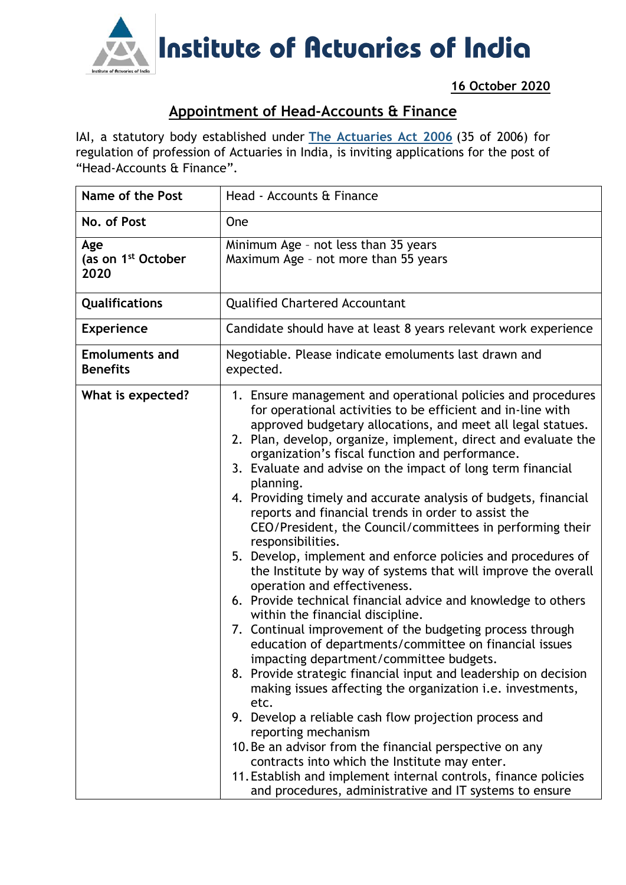# Institute of Actuaries of India

**16 October 2020**

## Appointment of Head-Accounts & Finance

IAI, a statutory body established under [The Actuaries Act 2006] (35 of 2006) for regulation of profession of Actuaries in India, is inviting applications for the post of "Head-Accounts & Finance".

| | |
|---|---|
| **Name of the Post** | Head - Accounts & Finance |
| **No. of Post** | One |
| **Age (as on 1st October 2020** | Minimum Age – not less than 35 years<br>Maximum Age – not more than 55 years |
| **Qualifications** | Qualified Chartered Accountant |
| **Experience** | Candidate should have at least 8 years relevant work experience |
| **Emoluments and Benefits** | Negotiable. Please indicate emoluments last drawn and expected. |
| **What is expected?** | 1. Ensure management and operational policies and procedures for operational activities to be efficient and in-line with approved budgetary allocations, and meet all legal statues.<br>2. Plan, develop, organize, implement, direct and evaluate the organization's fiscal function and performance.<br>3. Evaluate and advise on the impact of long term financial planning.<br>4. Providing timely and accurate analysis of budgets, financial reports and financial trends in order to assist the CEO/President, the Council/committees in performing their responsibilities.<br>5. Develop, implement and enforce policies and procedures of the Institute by way of systems that will improve the overall operation and effectiveness.<br>6. Provide technical financial advice and knowledge to others within the financial discipline.<br>7. Continual improvement of the budgeting process through education of departments/committee on financial issues impacting department/committee budgets.<br>8. Provide strategic financial input and leadership on decision making issues affecting the organization i.e. investments, etc.<br>9. Develop a reliable cash flow projection process and reporting mechanism<br>10. Be an advisor from the financial perspective on any contracts into which the Institute may enter.<br>11. Establish and implement internal controls, finance policies and procedures, administrative and IT systems to ensure |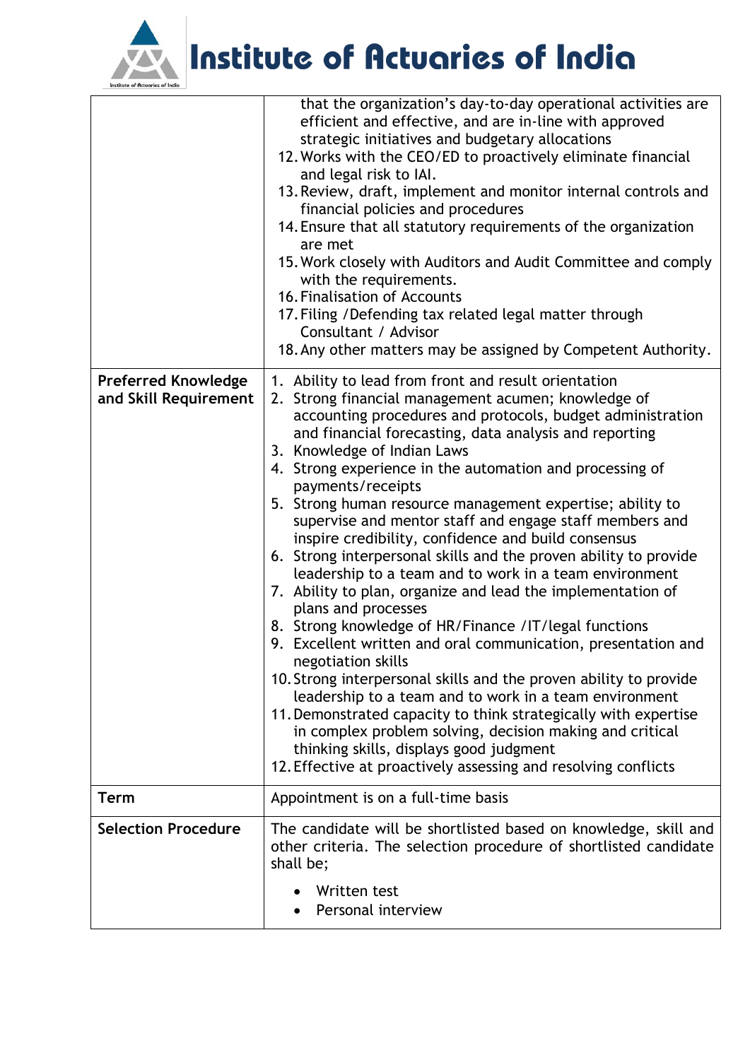| | |
|---|---|
| | that the organization's day-to-day operational activities are efficient and effective, and are in-line with approved strategic initiatives and budgetary allocations<br>12. Works with the CEO/ED to proactively eliminate financial and legal risk to IAI.<br>13. Review, draft, implement and monitor internal controls and financial policies and procedures<br>14. Ensure that all statutory requirements of the organization are met<br>15. Work closely with Auditors and Audit Committee and comply with the requirements.<br>16. Finalisation of Accounts<br>17. Filing /Defending tax related legal matter through Consultant / Advisor<br>18. Any other matters may be assigned by Competent Authority. |
| **Preferred Knowledge and Skill Requirement** | 1. Ability to lead from front and result orientation<br>2. Strong financial management acumen; knowledge of accounting procedures and protocols, budget administration and financial forecasting, data analysis and reporting<br>3. Knowledge of Indian Laws<br>4. Strong experience in the automation and processing of payments/receipts<br>5. Strong human resource management expertise; ability to supervise and mentor staff and engage staff members and inspire credibility, confidence and build consensus<br>6. Strong interpersonal skills and the proven ability to provide leadership to a team and to work in a team environment<br>7. Ability to plan, organize and lead the implementation of plans and processes<br>8. Strong knowledge of HR/Finance /IT/legal functions<br>9. Excellent written and oral communication, presentation and negotiation skills<br>10. Strong interpersonal skills and the proven ability to provide leadership to a team and to work in a team environment<br>11. Demonstrated capacity to think strategically with expertise in complex problem solving, decision making and critical thinking skills, displays good judgment<br>12. Effective at proactively assessing and resolving conflicts |
| **Term** | Appointment is on a full-time basis |
| **Selection Procedure** | The candidate will be shortlisted based on knowledge, skill and other criteria. The selection procedure of shortlisted candidate shall be;<br>• Written test<br>• Personal interview |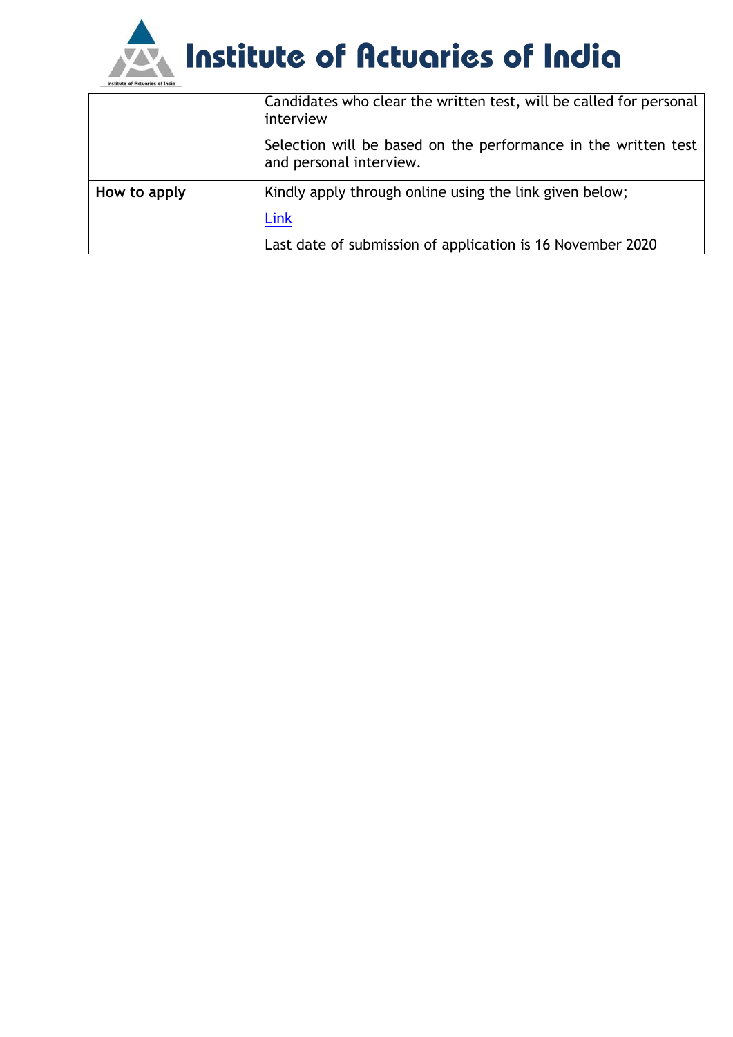| | |
|---|---|
| | Candidates who clear the written test, will be called for personal interview<br><br>Selection will be based on the performance in the written test and personal interview. |
| **How to apply** | Kindly apply through online using the link given below;<br><br>Link<br><br>Last date of submission of application is 16 November 2020 |